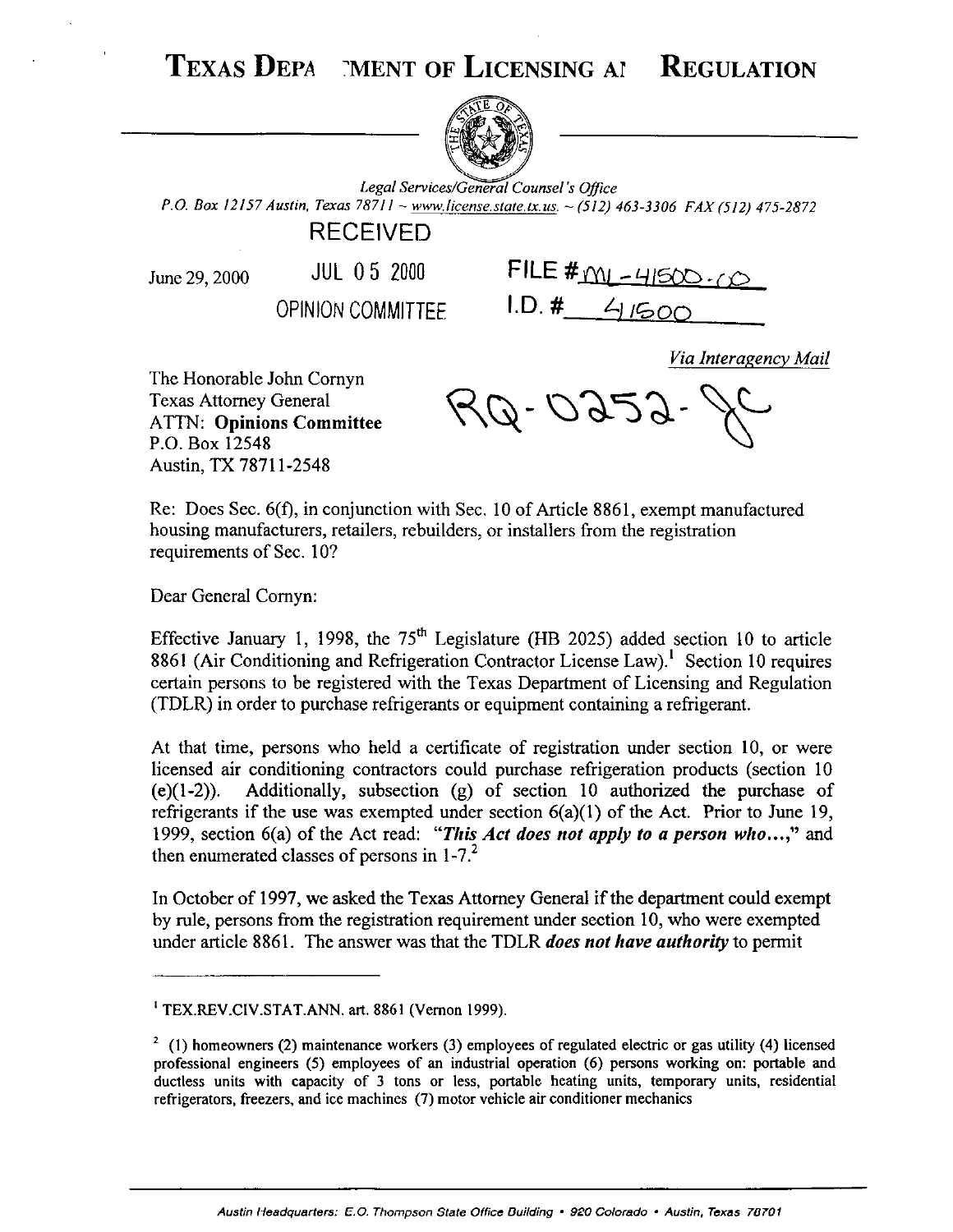# TEXAS DEPA TMENT OF LICENSING A REGULATION

*Legal Services/General Counsel's Office*
*P.O. Box 12157 Austin, Texas 78711 ~ www.license.state.tx.us. ~ (512) 463-3306 FAX (512) 475-2872*

RECEIVED

June 29, 2000 JUL 05 2000 FILE # ML-41500-00

OPINION COMMITTEE I.D. # 41500

*Via Interagency Mail*

The Honorable John Cornyn
Texas Attorney General
ATTN: **Opinions Committee**
P.O. Box 12548
Austin, TX 78711-2548

RQ-0252-JC

Re: Does Sec. 6(f), in conjunction with Sec. 10 of Article 8861, exempt manufactured housing manufacturers, retailers, rebuilders, or installers from the registration requirements of Sec. 10?

Dear General Cornyn:

Effective January 1, 1998, the 75th Legislature (HB 2025) added section 10 to article 8861 (Air Conditioning and Refrigeration Contractor License Law).[1] Section 10 requires certain persons to be registered with the Texas Department of Licensing and Regulation (TDLR) in order to purchase refrigerants or equipment containing a refrigerant.

At that time, persons who held a certificate of registration under section 10, or were licensed air conditioning contractors could purchase refrigeration products (section 10 (e)(1-2)). Additionally, subsection (g) of section 10 authorized the purchase of refrigerants if the use was exempted under section 6(a)(1) of the Act. Prior to June 19, 1999, section 6(a) of the Act read: "***This Act does not apply to a person who...***," and then enumerated classes of persons in 1-7.[2]

In October of 1997, we asked the Texas Attorney General if the department could exempt by rule, persons from the registration requirement under section 10, who were exempted under article 8861. The answer was that the TDLR ***does not have authority*** to permit

---

[1] TEX.REV.CIV.STAT.ANN. art. 8861 (Vernon 1999).

[2] (1) homeowners (2) maintenance workers (3) employees of regulated electric or gas utility (4) licensed professional engineers (5) employees of an industrial operation (6) persons working on: portable and ductless units with capacity of 3 tons or less, portable heating units, temporary units, residential refrigerators, freezers, and ice machines (7) motor vehicle air conditioner mechanics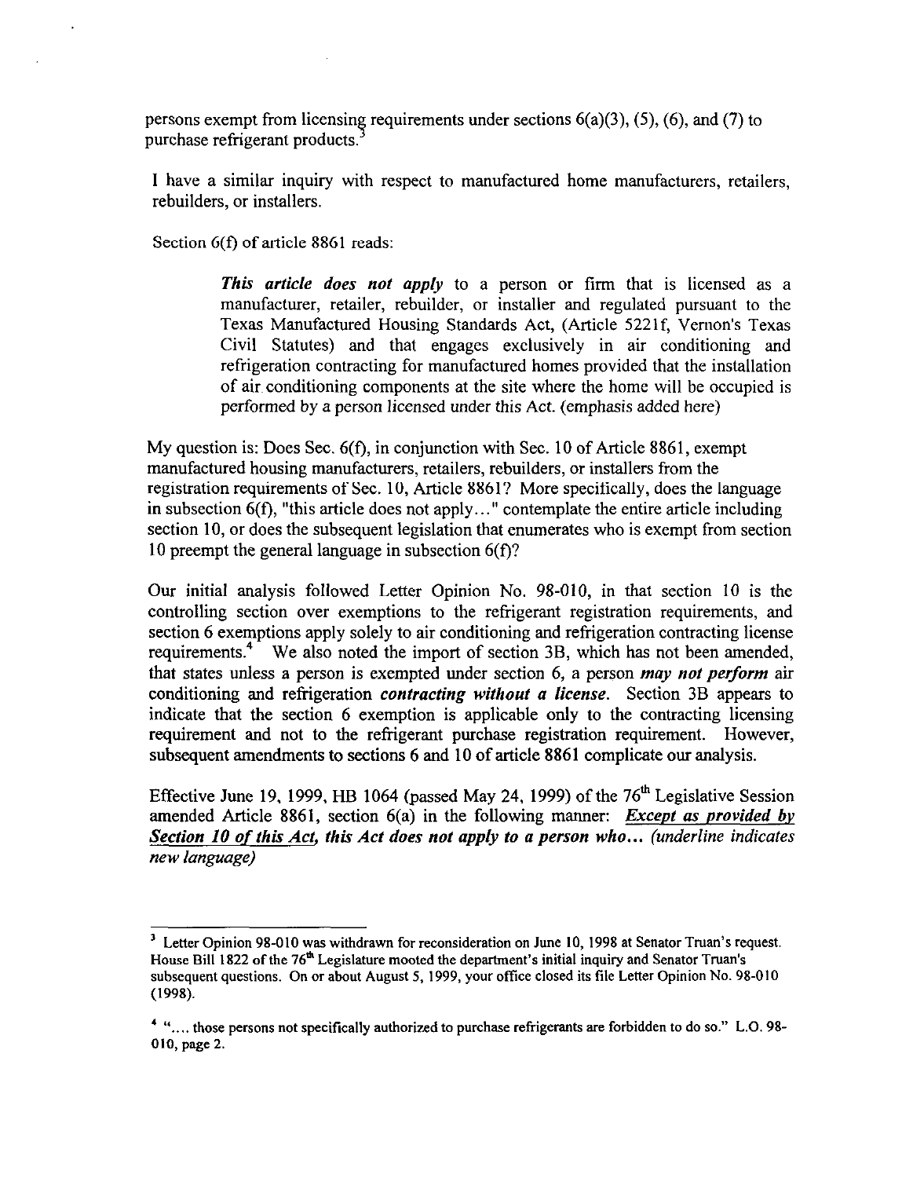persons exempt from licensing requirements under sections 6(a)(3), (5), (6), and (7) to purchase refrigerant products.[3]

I have a similar inquiry with respect to manufactured home manufacturers, retailers, rebuilders, or installers.

Section 6(f) of article 8861 reads:

> ***This article does not apply*** to a person or firm that is licensed as a manufacturer, retailer, rebuilder, or installer and regulated pursuant to the Texas Manufactured Housing Standards Act, (Article 5221f, Vernon's Texas Civil Statutes) and that engages exclusively in air conditioning and refrigeration contracting for manufactured homes provided that the installation of air conditioning components at the site where the home will be occupied is performed by a person licensed under this Act. (emphasis added here)

My question is: Does Sec. 6(f), in conjunction with Sec. 10 of Article 8861, exempt manufactured housing manufacturers, retailers, rebuilders, or installers from the registration requirements of Sec. 10, Article 8861? More specifically, does the language in subsection 6(f), "this article does not apply…" contemplate the entire article including section 10, or does the subsequent legislation that enumerates who is exempt from section 10 preempt the general language in subsection 6(f)?

Our initial analysis followed Letter Opinion No. 98-010, in that section 10 is the controlling section over exemptions to the refrigerant registration requirements, and section 6 exemptions apply solely to air conditioning and refrigeration contracting license requirements.[4] We also noted the import of section 3B, which has not been amended, that states unless a person is exempted under section 6, a person ***may not perform*** air conditioning and refrigeration ***contracting without a license***. Section 3B appears to indicate that the section 6 exemption is applicable only to the contracting licensing requirement and not to the refrigerant purchase registration requirement. However, subsequent amendments to sections 6 and 10 of article 8861 complicate our analysis.

Effective June 19, 1999, HB 1064 (passed May 24, 1999) of the 76th Legislative Session amended Article 8861, section 6(a) in the following manner: ***Except as provided by Section 10 of this Act, this Act does not apply to a person who…*** *(underline indicates new language)*

---

[3] Letter Opinion 98-010 was withdrawn for reconsideration on June 10, 1998 at Senator Truan's request. House Bill 1822 of the 76th Legislature mooted the department's initial inquiry and Senator Truan's subsequent questions. On or about August 5, 1999, your office closed its file Letter Opinion No. 98-010 (1998).

[4] "…. those persons not specifically authorized to purchase refrigerants are forbidden to do so." L.O. 98-010, page 2.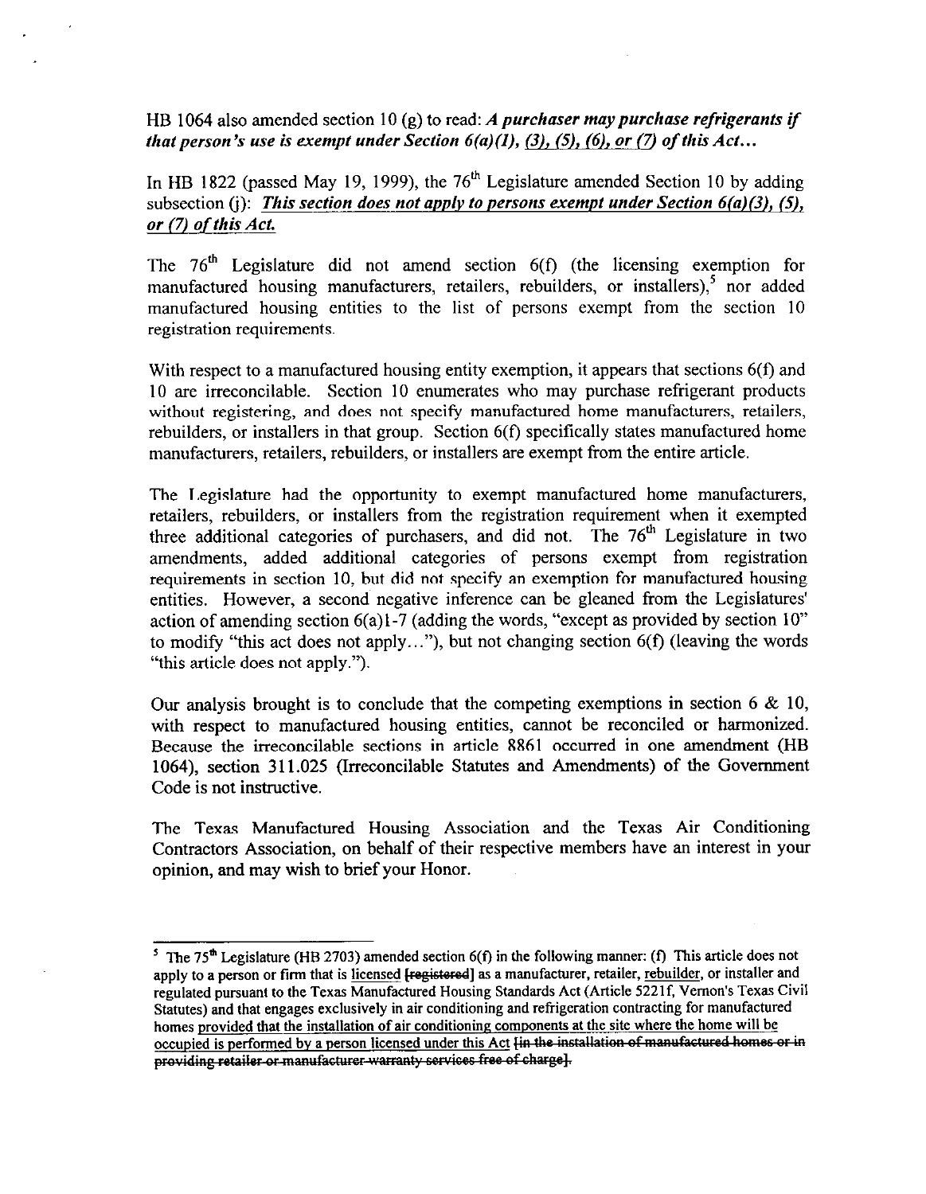HB 1064 also amended section 10 (g) to read: ***A purchaser may purchase refrigerants if that person's use is exempt under Section 6(a)(1), <u>(3), (5), (6), or (7)</u> of this Act...***

In HB 1822 (passed May 19, 1999), the 76th Legislature amended Section 10 by adding subsection (j): ***<u>This section does not apply to persons exempt under Section 6(a)(3), (5), or (7) of this Act.</u>***

The 76th Legislature did not amend section 6(f) (the licensing exemption for manufactured housing manufacturers, retailers, rebuilders, or installers),[5] nor added manufactured housing entities to the list of persons exempt from the section 10 registration requirements.

With respect to a manufactured housing entity exemption, it appears that sections 6(f) and 10 are irreconcilable. Section 10 enumerates who may purchase refrigerant products without registering, and does not specify manufactured home manufacturers, retailers, rebuilders, or installers in that group. Section 6(f) specifically states manufactured home manufacturers, retailers, rebuilders, or installers are exempt from the entire article.

The Legislature had the opportunity to exempt manufactured home manufacturers, retailers, rebuilders, or installers from the registration requirement when it exempted three additional categories of purchasers, and did not. The 76th Legislature in two amendments, added additional categories of persons exempt from registration requirements in section 10, but did not specify an exemption for manufactured housing entities. However, a second negative inference can be gleaned from the Legislatures' action of amending section 6(a)1-7 (adding the words, "except as provided by section 10" to modify "this act does not apply..."), but not changing section 6(f) (leaving the words "this article does not apply.").

Our analysis brought is to conclude that the competing exemptions in section 6 & 10, with respect to manufactured housing entities, cannot be reconciled or harmonized. Because the irreconcilable sections in article 8861 occurred in one amendment (HB 1064), section 311.025 (Irreconcilable Statutes and Amendments) of the Government Code is not instructive.

The Texas Manufactured Housing Association and the Texas Air Conditioning Contractors Association, on behalf of their respective members have an interest in your opinion, and may wish to brief your Honor.

---

[5] The 75th Legislature (HB 2703) amended section 6(f) in the following manner: (f) This article does not apply to a person or firm that is <u>licensed</u> ~~[registered]~~ as a manufacturer, retailer, <u>rebuilder</u>, or installer and regulated pursuant to the Texas Manufactured Housing Standards Act (Article 5221f, Vernon's Texas Civil Statutes) and that engages exclusively in air conditioning and refrigeration contracting for manufactured homes <u>provided that the installation of air conditioning components at the site where the home will be occupied is performed by a person licensed under this Act</u> ~~[in the installation of manufactured homes or in providing retailer or manufacturer warranty services free of charge]~~.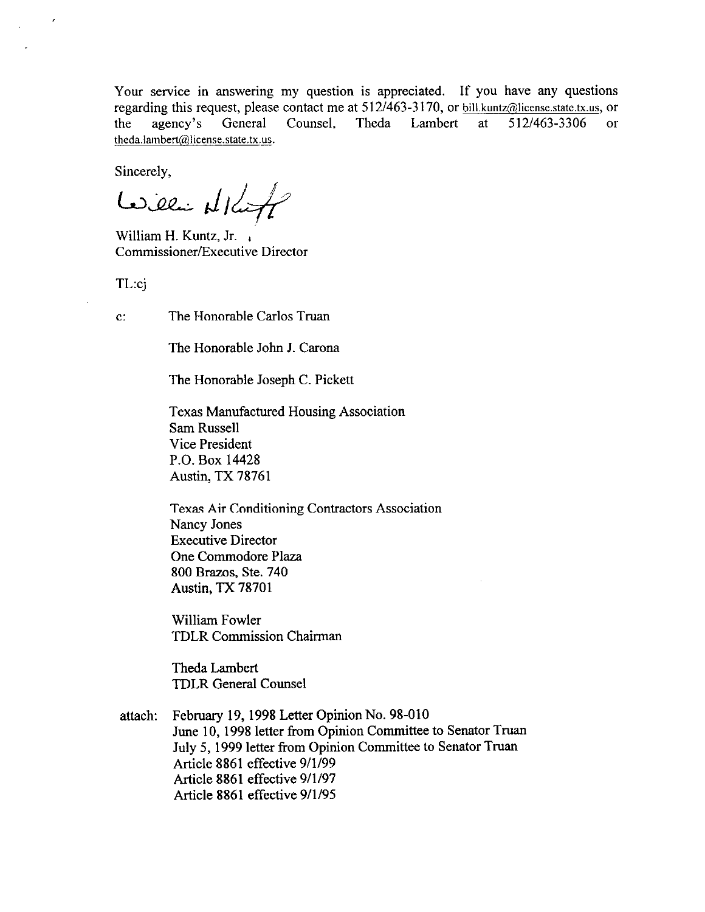Your service in answering my question is appreciated. If you have any questions regarding this request, please contact me at 512/463-3170, or bill.kuntz@license.state.tx.us, or the agency's General Counsel, Theda Lambert at 512/463-3306 or theda.lambert@license.state.tx.us.

Sincerely,

William H. Kuntz, Jr.
Commissioner/Executive Director

TL:cj

c: The Honorable Carlos Truan

The Honorable John J. Carona

The Honorable Joseph C. Pickett

Texas Manufactured Housing Association
Sam Russell
Vice President
P.O. Box 14428
Austin, TX 78761

Texas Air Conditioning Contractors Association
Nancy Jones
Executive Director
One Commodore Plaza
800 Brazos, Ste. 740
Austin, TX 78701

William Fowler
TDLR Commission Chairman

Theda Lambert
TDLR General Counsel

attach: February 19, 1998 Letter Opinion No. 98-010
June 10, 1998 letter from Opinion Committee to Senator Truan
July 5, 1999 letter from Opinion Committee to Senator Truan
Article 8861 effective 9/1/99
Article 8861 effective 9/1/97
Article 8861 effective 9/1/95